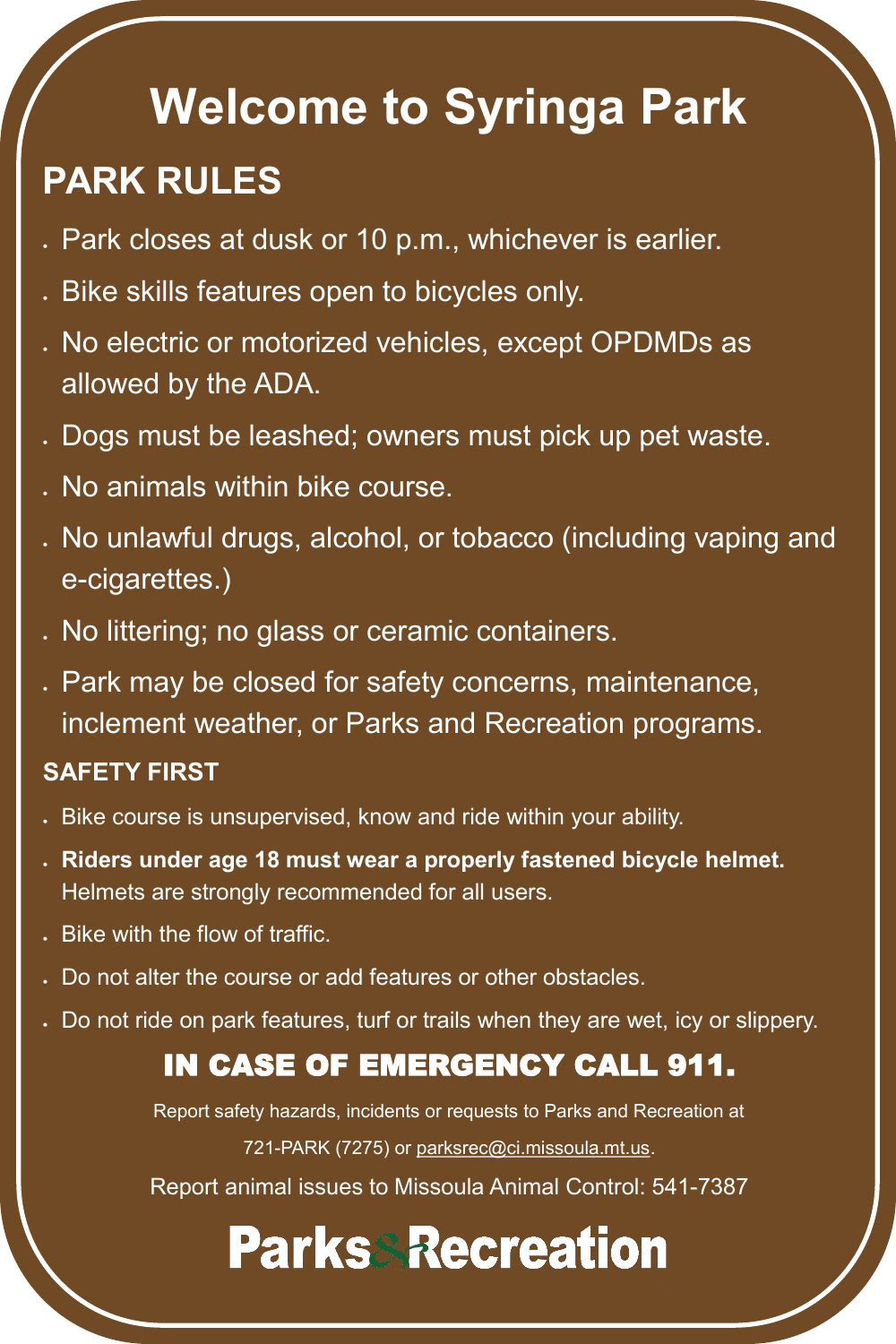# Welcome to Syringa Park

## PARK RULES

- Park closes at dusk or 10 p.m., whichever is earlier.
- Bike skills features open to bicycles only.
- No electric or motorized vehicles, except OPDMDs as allowed by the ADA.
- Dogs must be leashed; owners must pick up pet waste.
- No animals within bike course.
- No unlawful drugs, alcohol, or tobacco (including vaping and e-cigarettes.)
- No littering; no glass or ceramic containers.
- Park may be closed for safety concerns, maintenance, inclement weather, or Parks and Recreation programs.

### SAFETY FIRST

- Bike course is unsupervised, know and ride within your ability.
- **Riders under age 18 must wear a properly fastened bicycle helmet.** Helmets are strongly recommended for all users.
- Bike with the flow of traffic.
- Do not alter the course or add features or other obstacles.
- Do not ride on park features, turf or trails when they are wet, icy or slippery.

**IN CASE OF EMERGENCY CALL 911.**

Report safety hazards, incidents or requests to Parks and Recreation at

721-PARK (7275) or parksrec@ci.missoula.mt.us.

Report animal issues to Missoula Animal Control: 541-7387

**Parks&Recreation**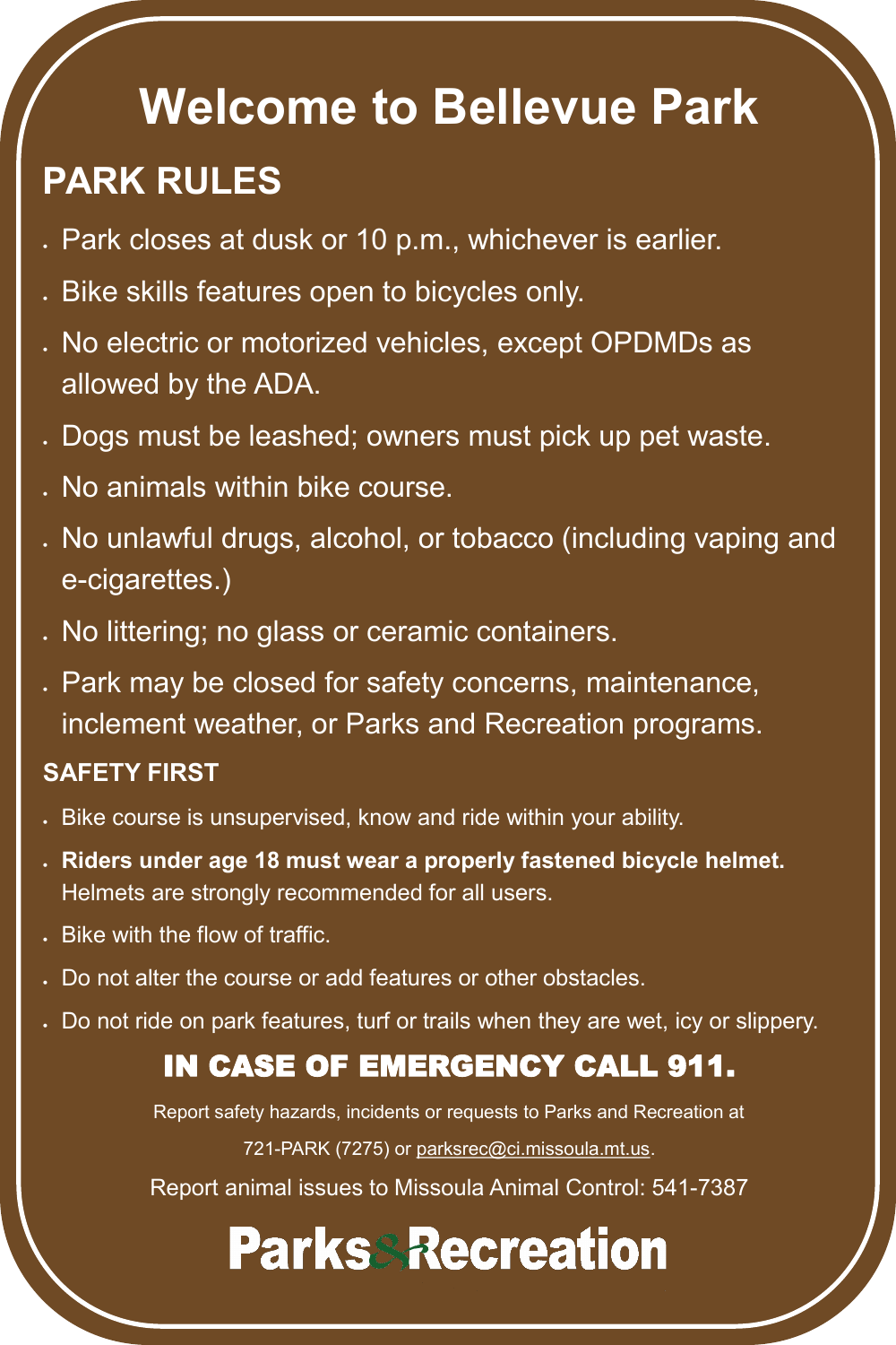# Welcome to Bellevue Park

## PARK RULES

- Park closes at dusk or 10 p.m., whichever is earlier.
- Bike skills features open to bicycles only.
- No electric or motorized vehicles, except OPDMDs as allowed by the ADA.
- Dogs must be leashed; owners must pick up pet waste.
- No animals within bike course.
- No unlawful drugs, alcohol, or tobacco (including vaping and e-cigarettes.)
- No littering; no glass or ceramic containers.
- Park may be closed for safety concerns, maintenance, inclement weather, or Parks and Recreation programs.

### SAFETY FIRST

- Bike course is unsupervised, know and ride within your ability.
- **Riders under age 18 must wear a properly fastened bicycle helmet.** Helmets are strongly recommended for all users.
- Bike with the flow of traffic.
- Do not alter the course or add features or other obstacles.
- Do not ride on park features, turf or trails when they are wet, icy or slippery.

**IN CASE OF EMERGENCY CALL 911.**

Report safety hazards, incidents or requests to Parks and Recreation at 721-PARK (7275) or parksrec@ci.missoula.mt.us.

Report animal issues to Missoula Animal Control: 541-7387

**Parks&Recreation**